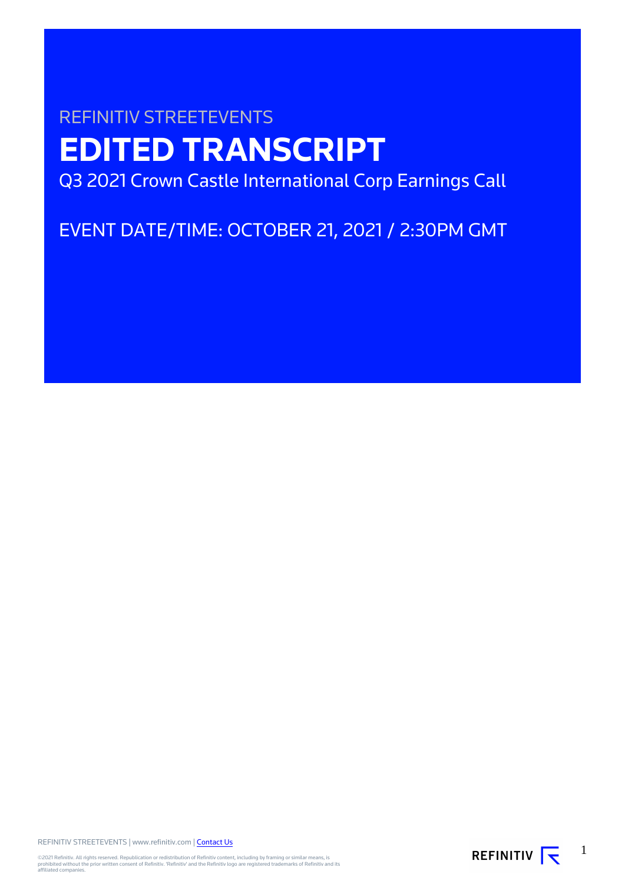REFINITIV STREETEVENTS

# EDITED TRANSCRIPT

Q3 2021 Crown Castle International Corp Earnings Call

EVENT DATE/TIME: OCTOBER 21, 2021 / 2:30PM GMT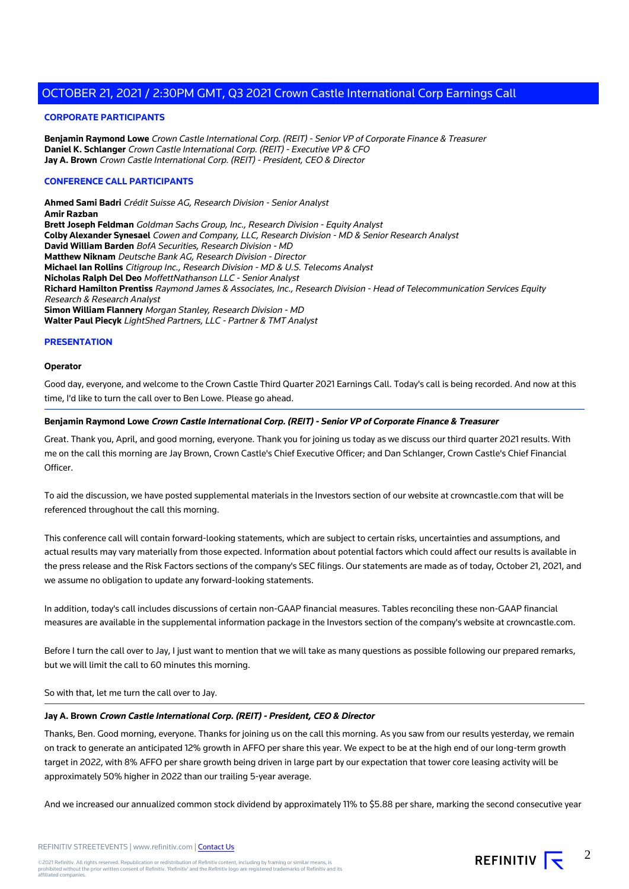## CORPORATE PARTICIPANTS

**Benjamin Raymond Lowe** *Crown Castle International Corp. (REIT) - Senior VP of Corporate Finance & Treasurer*
**Daniel K. Schlanger** *Crown Castle International Corp. (REIT) - Executive VP & CFO*
**Jay A. Brown** *Crown Castle International Corp. (REIT) - President, CEO & Director*

## CONFERENCE CALL PARTICIPANTS

**Ahmed Sami Badri** *Crédit Suisse AG, Research Division - Senior Analyst*
**Amir Razban**
**Brett Joseph Feldman** *Goldman Sachs Group, Inc., Research Division - Equity Analyst*
**Colby Alexander Synesael** *Cowen and Company, LLC, Research Division - MD & Senior Research Analyst*
**David William Barden** *BofA Securities, Research Division - MD*
**Matthew Niknam** *Deutsche Bank AG, Research Division - Director*
**Michael Ian Rollins** *Citigroup Inc., Research Division - MD & U.S. Telecoms Analyst*
**Nicholas Ralph Del Deo** *MoffettNathanson LLC - Senior Analyst*
**Richard Hamilton Prentiss** *Raymond James & Associates, Inc., Research Division - Head of Telecommunication Services Equity Research & Research Analyst*
**Simon William Flannery** *Morgan Stanley, Research Division - MD*
**Walter Paul Piecyk** *LightShed Partners, LLC - Partner & TMT Analyst*

## PRESENTATION

**Operator**

Good day, everyone, and welcome to the Crown Castle Third Quarter 2021 Earnings Call. Today's call is being recorded. And now at this time, I'd like to turn the call over to Ben Lowe. Please go ahead.

---

**Benjamin Raymond Lowe** ***Crown Castle International Corp. (REIT) - Senior VP of Corporate Finance & Treasurer***

Great. Thank you, April, and good morning, everyone. Thank you for joining us today as we discuss our third quarter 2021 results. With me on the call this morning are Jay Brown, Crown Castle's Chief Executive Officer; and Dan Schlanger, Crown Castle's Chief Financial Officer.

To aid the discussion, we have posted supplemental materials in the Investors section of our website at crowncastle.com that will be referenced throughout the call this morning.

This conference call will contain forward-looking statements, which are subject to certain risks, uncertainties and assumptions, and actual results may vary materially from those expected. Information about potential factors which could affect our results is available in the press release and the Risk Factors sections of the company's SEC filings. Our statements are made as of today, October 21, 2021, and we assume no obligation to update any forward-looking statements.

In addition, today's call includes discussions of certain non-GAAP financial measures. Tables reconciling these non-GAAP financial measures are available in the supplemental information package in the Investors section of the company's website at crowncastle.com.

Before I turn the call over to Jay, I just want to mention that we will take as many questions as possible following our prepared remarks, but we will limit the call to 60 minutes this morning.

So with that, let me turn the call over to Jay.

---

**Jay A. Brown** ***Crown Castle International Corp. (REIT) - President, CEO & Director***

Thanks, Ben. Good morning, everyone. Thanks for joining us on the call this morning. As you saw from our results yesterday, we remain on track to generate an anticipated 12% growth in AFFO per share this year. We expect to be at the high end of our long-term growth target in 2022, with 8% AFFO per share growth being driven in large part by our expectation that tower core leasing activity will be approximately 50% higher in 2022 than our trailing 5-year average.

And we increased our annualized common stock dividend by approximately 11% to $5.88 per share, marking the second consecutive year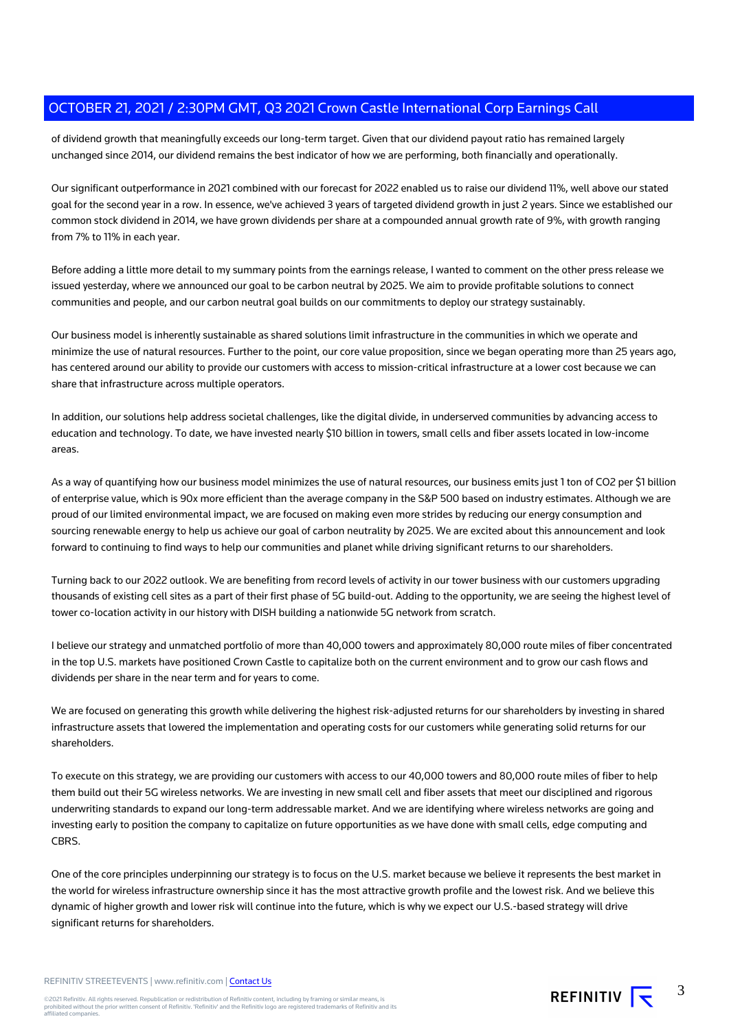of dividend growth that meaningfully exceeds our long-term target. Given that our dividend payout ratio has remained largely unchanged since 2014, our dividend remains the best indicator of how we are performing, both financially and operationally.

Our significant outperformance in 2021 combined with our forecast for 2022 enabled us to raise our dividend 11%, well above our stated goal for the second year in a row. In essence, we've achieved 3 years of targeted dividend growth in just 2 years. Since we established our common stock dividend in 2014, we have grown dividends per share at a compounded annual growth rate of 9%, with growth ranging from 7% to 11% in each year.

Before adding a little more detail to my summary points from the earnings release, I wanted to comment on the other press release we issued yesterday, where we announced our goal to be carbon neutral by 2025. We aim to provide profitable solutions to connect communities and people, and our carbon neutral goal builds on our commitments to deploy our strategy sustainably.

Our business model is inherently sustainable as shared solutions limit infrastructure in the communities in which we operate and minimize the use of natural resources. Further to the point, our core value proposition, since we began operating more than 25 years ago, has centered around our ability to provide our customers with access to mission-critical infrastructure at a lower cost because we can share that infrastructure across multiple operators.

In addition, our solutions help address societal challenges, like the digital divide, in underserved communities by advancing access to education and technology. To date, we have invested nearly $10 billion in towers, small cells and fiber assets located in low-income areas.

As a way of quantifying how our business model minimizes the use of natural resources, our business emits just 1 ton of $CO_2$ per $1 billion of enterprise value, which is 90x more efficient than the average company in the S&P 500 based on industry estimates. Although we are proud of our limited environmental impact, we are focused on making even more strides by reducing our energy consumption and sourcing renewable energy to help us achieve our goal of carbon neutrality by 2025. We are excited about this announcement and look forward to continuing to find ways to help our communities and planet while driving significant returns to our shareholders.

Turning back to our 2022 outlook. We are benefiting from record levels of activity in our tower business with our customers upgrading thousands of existing cell sites as a part of their first phase of 5G build-out. Adding to the opportunity, we are seeing the highest level of tower co-location activity in our history with DISH building a nationwide 5G network from scratch.

I believe our strategy and unmatched portfolio of more than 40,000 towers and approximately 80,000 route miles of fiber concentrated in the top U.S. markets have positioned Crown Castle to capitalize both on the current environment and to grow our cash flows and dividends per share in the near term and for years to come.

We are focused on generating this growth while delivering the highest risk-adjusted returns for our shareholders by investing in shared infrastructure assets that lowered the implementation and operating costs for our customers while generating solid returns for our shareholders.

To execute on this strategy, we are providing our customers with access to our 40,000 towers and 80,000 route miles of fiber to help them build out their 5G wireless networks. We are investing in new small cell and fiber assets that meet our disciplined and rigorous underwriting standards to expand our long-term addressable market. And we are identifying where wireless networks are going and investing early to position the company to capitalize on future opportunities as we have done with small cells, edge computing and CBRS.

One of the core principles underpinning our strategy is to focus on the U.S. market because we believe it represents the best market in the world for wireless infrastructure ownership since it has the most attractive growth profile and the lowest risk. And we believe this dynamic of higher growth and lower risk will continue into the future, which is why we expect our U.S.-based strategy will drive significant returns for shareholders.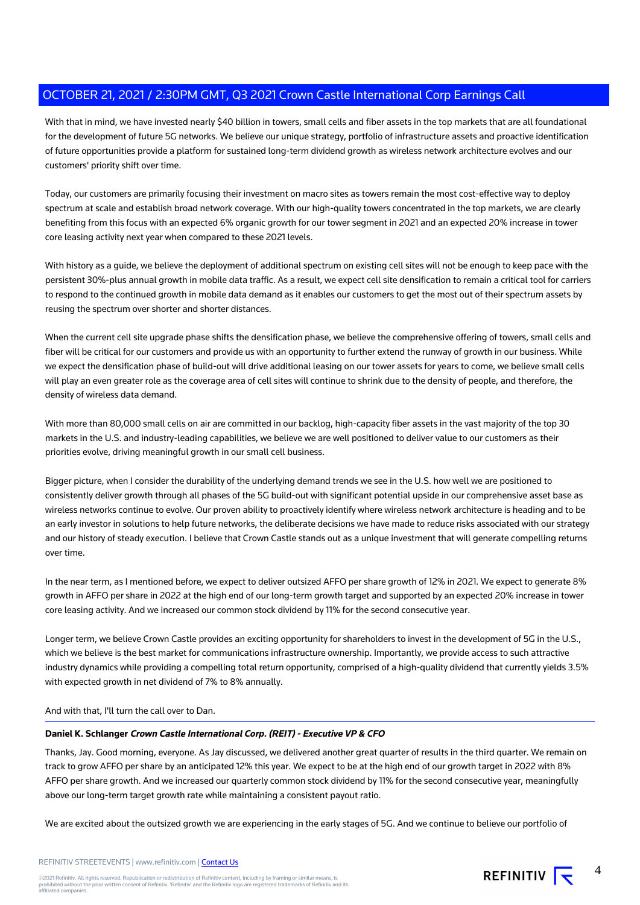With that in mind, we have invested nearly $40 billion in towers, small cells and fiber assets in the top markets that are all foundational for the development of future 5G networks. We believe our unique strategy, portfolio of infrastructure assets and proactive identification of future opportunities provide a platform for sustained long-term dividend growth as wireless network architecture evolves and our customers' priority shift over time.

Today, our customers are primarily focusing their investment on macro sites as towers remain the most cost-effective way to deploy spectrum at scale and establish broad network coverage. With our high-quality towers concentrated in the top markets, we are clearly benefiting from this focus with an expected 6% organic growth for our tower segment in 2021 and an expected 20% increase in tower core leasing activity next year when compared to these 2021 levels.

With history as a guide, we believe the deployment of additional spectrum on existing cell sites will not be enough to keep pace with the persistent 30%-plus annual growth in mobile data traffic. As a result, we expect cell site densification to remain a critical tool for carriers to respond to the continued growth in mobile data demand as it enables our customers to get the most out of their spectrum assets by reusing the spectrum over shorter and shorter distances.

When the current cell site upgrade phase shifts the densification phase, we believe the comprehensive offering of towers, small cells and fiber will be critical for our customers and provide us with an opportunity to further extend the runway of growth in our business. While we expect the densification phase of build-out will drive additional leasing on our tower assets for years to come, we believe small cells will play an even greater role as the coverage area of cell sites will continue to shrink due to the density of people, and therefore, the density of wireless data demand.

With more than 80,000 small cells on air are committed in our backlog, high-capacity fiber assets in the vast majority of the top 30 markets in the U.S. and industry-leading capabilities, we believe we are well positioned to deliver value to our customers as their priorities evolve, driving meaningful growth in our small cell business.

Bigger picture, when I consider the durability of the underlying demand trends we see in the U.S. how well we are positioned to consistently deliver growth through all phases of the 5G build-out with significant potential upside in our comprehensive asset base as wireless networks continue to evolve. Our proven ability to proactively identify where wireless network architecture is heading and to be an early investor in solutions to help future networks, the deliberate decisions we have made to reduce risks associated with our strategy and our history of steady execution. I believe that Crown Castle stands out as a unique investment that will generate compelling returns over time.

In the near term, as I mentioned before, we expect to deliver outsized AFFO per share growth of 12% in 2021. We expect to generate 8% growth in AFFO per share in 2022 at the high end of our long-term growth target and supported by an expected 20% increase in tower core leasing activity. And we increased our common stock dividend by 11% for the second consecutive year.

Longer term, we believe Crown Castle provides an exciting opportunity for shareholders to invest in the development of 5G in the U.S., which we believe is the best market for communications infrastructure ownership. Importantly, we provide access to such attractive industry dynamics while providing a compelling total return opportunity, comprised of a high-quality dividend that currently yields 3.5% with expected growth in net dividend of 7% to 8% annually.

And with that, I'll turn the call over to Dan.

---

**Daniel K. Schlanger** ***Crown Castle International Corp. (REIT) - Executive VP & CFO***

Thanks, Jay. Good morning, everyone. As Jay discussed, we delivered another great quarter of results in the third quarter. We remain on track to grow AFFO per share by an anticipated 12% this year. We expect to be at the high end of our growth target in 2022 with 8% AFFO per share growth. And we increased our quarterly common stock dividend by 11% for the second consecutive year, meaningfully above our long-term target growth rate while maintaining a consistent payout ratio.

We are excited about the outsized growth we are experiencing in the early stages of 5G. And we continue to believe our portfolio of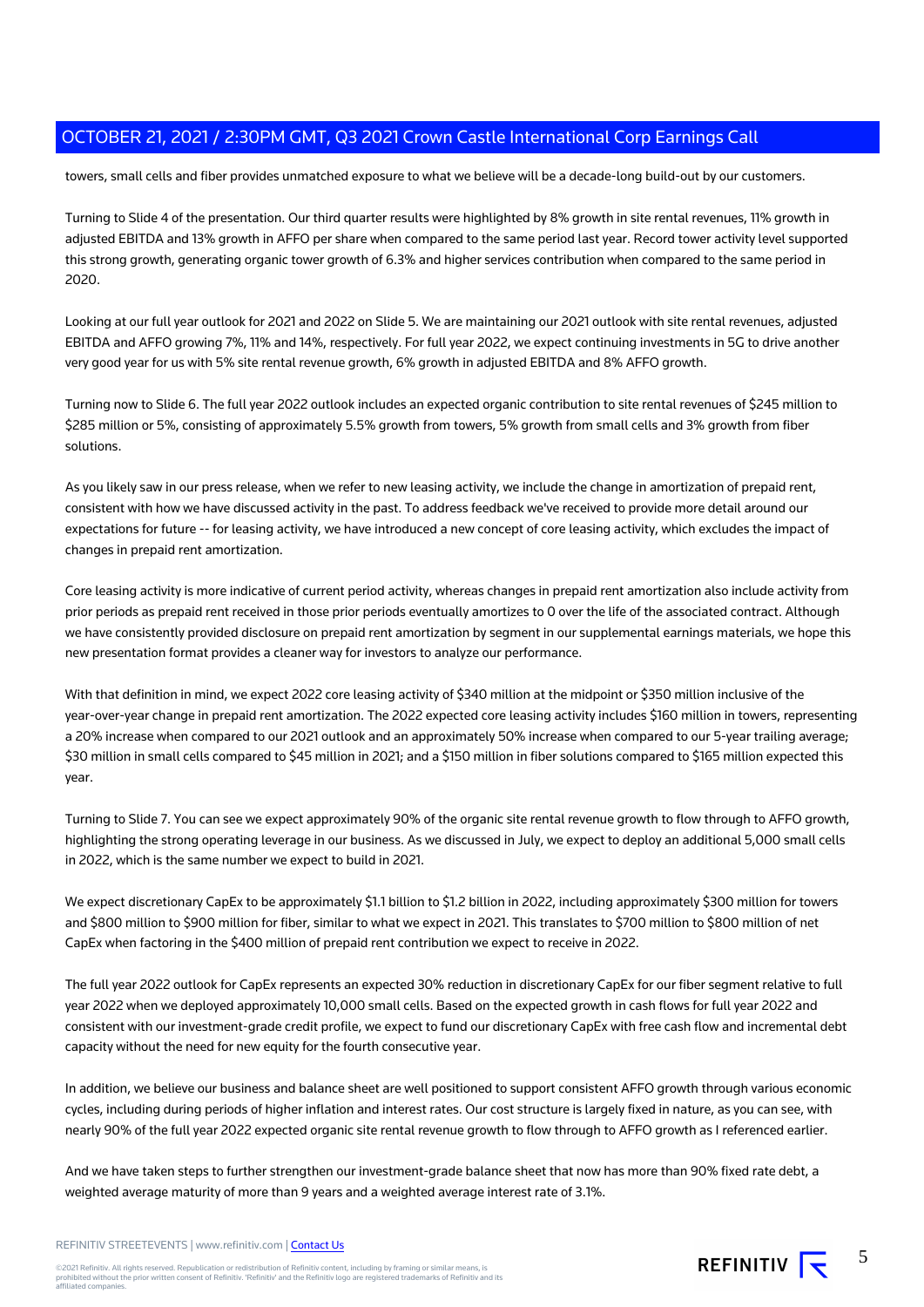towers, small cells and fiber provides unmatched exposure to what we believe will be a decade-long build-out by our customers.

Turning to Slide 4 of the presentation. Our third quarter results were highlighted by 8% growth in site rental revenues, 11% growth in adjusted EBITDA and 13% growth in AFFO per share when compared to the same period last year. Record tower activity level supported this strong growth, generating organic tower growth of 6.3% and higher services contribution when compared to the same period in 2020.

Looking at our full year outlook for 2021 and 2022 on Slide 5. We are maintaining our 2021 outlook with site rental revenues, adjusted EBITDA and AFFO growing 7%, 11% and 14%, respectively. For full year 2022, we expect continuing investments in 5G to drive another very good year for us with 5% site rental revenue growth, 6% growth in adjusted EBITDA and 8% AFFO growth.

Turning now to Slide 6. The full year 2022 outlook includes an expected organic contribution to site rental revenues of $245 million to $285 million or 5%, consisting of approximately 5.5% growth from towers, 5% growth from small cells and 3% growth from fiber solutions.

As you likely saw in our press release, when we refer to new leasing activity, we include the change in amortization of prepaid rent, consistent with how we have discussed activity in the past. To address feedback we've received to provide more detail around our expectations for future -- for leasing activity, we have introduced a new concept of core leasing activity, which excludes the impact of changes in prepaid rent amortization.

Core leasing activity is more indicative of current period activity, whereas changes in prepaid rent amortization also include activity from prior periods as prepaid rent received in those prior periods eventually amortizes to 0 over the life of the associated contract. Although we have consistently provided disclosure on prepaid rent amortization by segment in our supplemental earnings materials, we hope this new presentation format provides a cleaner way for investors to analyze our performance.

With that definition in mind, we expect 2022 core leasing activity of $340 million at the midpoint or $350 million inclusive of the year-over-year change in prepaid rent amortization. The 2022 expected core leasing activity includes $160 million in towers, representing a 20% increase when compared to our 2021 outlook and an approximately 50% increase when compared to our 5-year trailing average; $30 million in small cells compared to $45 million in 2021; and a $150 million in fiber solutions compared to $165 million expected this year.

Turning to Slide 7. You can see we expect approximately 90% of the organic site rental revenue growth to flow through to AFFO growth, highlighting the strong operating leverage in our business. As we discussed in July, we expect to deploy an additional 5,000 small cells in 2022, which is the same number we expect to build in 2021.

We expect discretionary CapEx to be approximately $1.1 billion to $1.2 billion in 2022, including approximately $300 million for towers and $800 million to $900 million for fiber, similar to what we expect in 2021. This translates to $700 million to $800 million of net CapEx when factoring in the $400 million of prepaid rent contribution we expect to receive in 2022.

The full year 2022 outlook for CapEx represents an expected 30% reduction in discretionary CapEx for our fiber segment relative to full year 2022 when we deployed approximately 10,000 small cells. Based on the expected growth in cash flows for full year 2022 and consistent with our investment-grade credit profile, we expect to fund our discretionary CapEx with free cash flow and incremental debt capacity without the need for new equity for the fourth consecutive year.

In addition, we believe our business and balance sheet are well positioned to support consistent AFFO growth through various economic cycles, including during periods of higher inflation and interest rates. Our cost structure is largely fixed in nature, as you can see, with nearly 90% of the full year 2022 expected organic site rental revenue growth to flow through to AFFO growth as I referenced earlier.

And we have taken steps to further strengthen our investment-grade balance sheet that now has more than 90% fixed rate debt, a weighted average maturity of more than 9 years and a weighted average interest rate of 3.1%.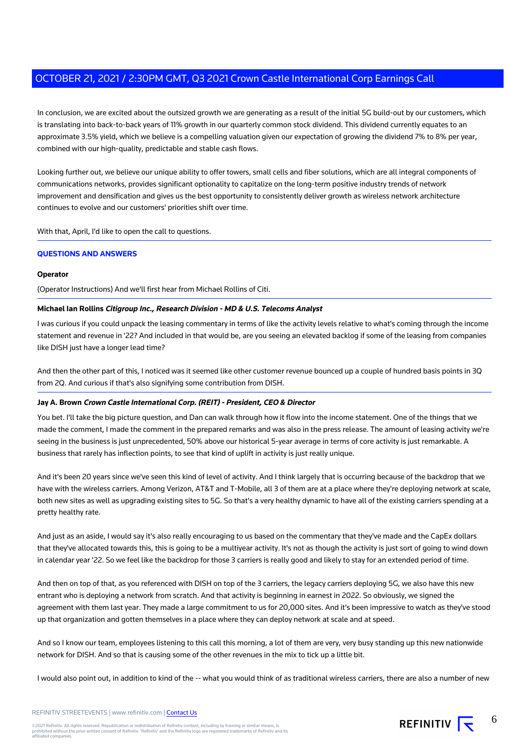In conclusion, we are excited about the outsized growth we are generating as a result of the initial 5G build-out by our customers, which is translating into back-to-back years of 11% growth in our quarterly common stock dividend. This dividend currently equates to an approximate 3.5% yield, which we believe is a compelling valuation given our expectation of growing the dividend 7% to 8% per year, combined with our high-quality, predictable and stable cash flows.

Looking further out, we believe our unique ability to offer towers, small cells and fiber solutions, which are all integral components of communications networks, provides significant optionality to capitalize on the long-term positive industry trends of network improvement and densification and gives us the best opportunity to consistently deliver growth as wireless network architecture continues to evolve and our customers' priorities shift over time.

With that, April, I'd like to open the call to questions.

## QUESTIONS AND ANSWERS

**Operator**

(Operator Instructions) And we'll first hear from Michael Rollins of Citi.

**Michael Ian Rollins** ***Citigroup Inc., Research Division - MD & U.S. Telecoms Analyst***

I was curious if you could unpack the leasing commentary in terms of like the activity levels relative to what's coming through the income statement and revenue in '22? And included in that would be, are you seeing an elevated backlog if some of the leasing from companies like DISH just have a longer lead time?

And then the other part of this, I noticed was it seemed like other customer revenue bounced up a couple of hundred basis points in 3Q from 2Q. And curious if that's also signifying some contribution from DISH.

**Jay A. Brown** ***Crown Castle International Corp. (REIT) - President, CEO & Director***

You bet. I'll take the big picture question, and Dan can walk through how it flow into the income statement. One of the things that we made the comment, I made the comment in the prepared remarks and was also in the press release. The amount of leasing activity we're seeing in the business is just unprecedented, 50% above our historical 5-year average in terms of core activity is just remarkable. A business that rarely has inflection points, to see that kind of uplift in activity is just really unique.

And it's been 20 years since we've seen this kind of level of activity. And I think largely that is occurring because of the backdrop that we have with the wireless carriers. Among Verizon, AT&T and T-Mobile, all 3 of them are at a place where they're deploying network at scale, both new sites as well as upgrading existing sites to 5G. So that's a very healthy dynamic to have all of the existing carriers spending at a pretty healthy rate.

And just as an aside, I would say it's also really encouraging to us based on the commentary that they've made and the CapEx dollars that they've allocated towards this, this is going to be a multiyear activity. It's not as though the activity is just sort of going to wind down in calendar year '22. So we feel like the backdrop for those 3 carriers is really good and likely to stay for an extended period of time.

And then on top of that, as you referenced with DISH on top of the 3 carriers, the legacy carriers deploying 5G, we also have this new entrant who is deploying a network from scratch. And that activity is beginning in earnest in 2022. So obviously, we signed the agreement with them last year. They made a large commitment to us for 20,000 sites. And it's been impressive to watch as they've stood up that organization and gotten themselves in a place where they can deploy network at scale and at speed.

And so I know our team, employees listening to this call this morning, a lot of them are very, very busy standing up this new nationwide network for DISH. And so that is causing some of the other revenues in the mix to tick up a little bit.

I would also point out, in addition to kind of the -- what you would think of as traditional wireless carriers, there are also a number of new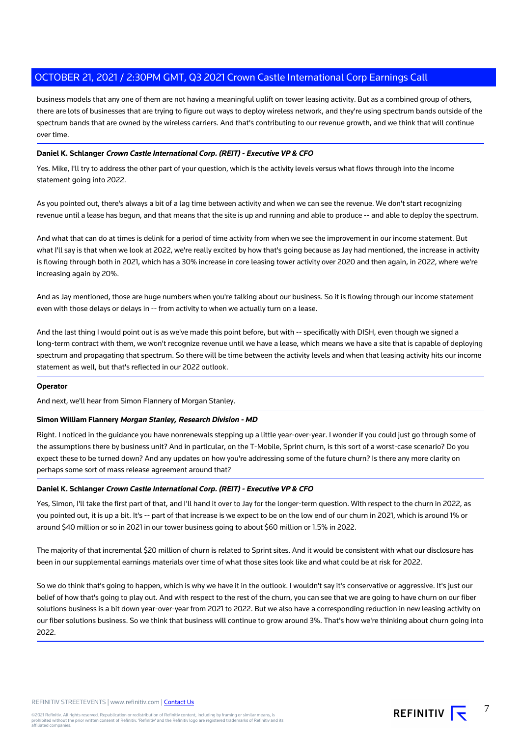business models that any one of them are not having a meaningful uplift on tower leasing activity. But as a combined group of others, there are lots of businesses that are trying to figure out ways to deploy wireless network, and they're using spectrum bands outside of the spectrum bands that are owned by the wireless carriers. And that's contributing to our revenue growth, and we think that will continue over time.

**Daniel K. Schlanger** ***Crown Castle International Corp. (REIT) - Executive VP & CFO***

Yes. Mike, I'll try to address the other part of your question, which is the activity levels versus what flows through into the income statement going into 2022.

As you pointed out, there's always a bit of a lag time between activity and when we can see the revenue. We don't start recognizing revenue until a lease has begun, and that means that the site is up and running and able to produce -- and able to deploy the spectrum.

And what that can do at times is delink for a period of time activity from when we see the improvement in our income statement. But what I'll say is that when we look at 2022, we're really excited by how that's going because as Jay had mentioned, the increase in activity is flowing through both in 2021, which has a 30% increase in core leasing tower activity over 2020 and then again, in 2022, where we're increasing again by 20%.

And as Jay mentioned, those are huge numbers when you're talking about our business. So it is flowing through our income statement even with those delays or delays in -- from activity to when we actually turn on a lease.

And the last thing I would point out is as we've made this point before, but with -- specifically with DISH, even though we signed a long-term contract with them, we won't recognize revenue until we have a lease, which means we have a site that is capable of deploying spectrum and propagating that spectrum. So there will be time between the activity levels and when that leasing activity hits our income statement as well, but that's reflected in our 2022 outlook.

**Operator**

And next, we'll hear from Simon Flannery of Morgan Stanley.

**Simon William Flannery** ***Morgan Stanley, Research Division - MD***

Right. I noticed in the guidance you have nonrenewals stepping up a little year-over-year. I wonder if you could just go through some of the assumptions there by business unit? And in particular, on the T-Mobile, Sprint churn, is this sort of a worst-case scenario? Do you expect these to be turned down? And any updates on how you're addressing some of the future churn? Is there any more clarity on perhaps some sort of mass release agreement around that?

**Daniel K. Schlanger** ***Crown Castle International Corp. (REIT) - Executive VP & CFO***

Yes, Simon, I'll take the first part of that, and I'll hand it over to Jay for the longer-term question. With respect to the churn in 2022, as you pointed out, it is up a bit. It's -- part of that increase is we expect to be on the low end of our churn in 2021, which is around 1% or around $40 million or so in 2021 in our tower business going to about $60 million or 1.5% in 2022.

The majority of that incremental $20 million of churn is related to Sprint sites. And it would be consistent with what our disclosure has been in our supplemental earnings materials over time of what those sites look like and what could be at risk for 2022.

So we do think that's going to happen, which is why we have it in the outlook. I wouldn't say it's conservative or aggressive. It's just our belief of how that's going to play out. And with respect to the rest of the churn, you can see that we are going to have churn on our fiber solutions business is a bit down year-over-year from 2021 to 2022. But we also have a corresponding reduction in new leasing activity on our fiber solutions business. So we think that business will continue to grow around 3%. That's how we're thinking about churn going into 2022.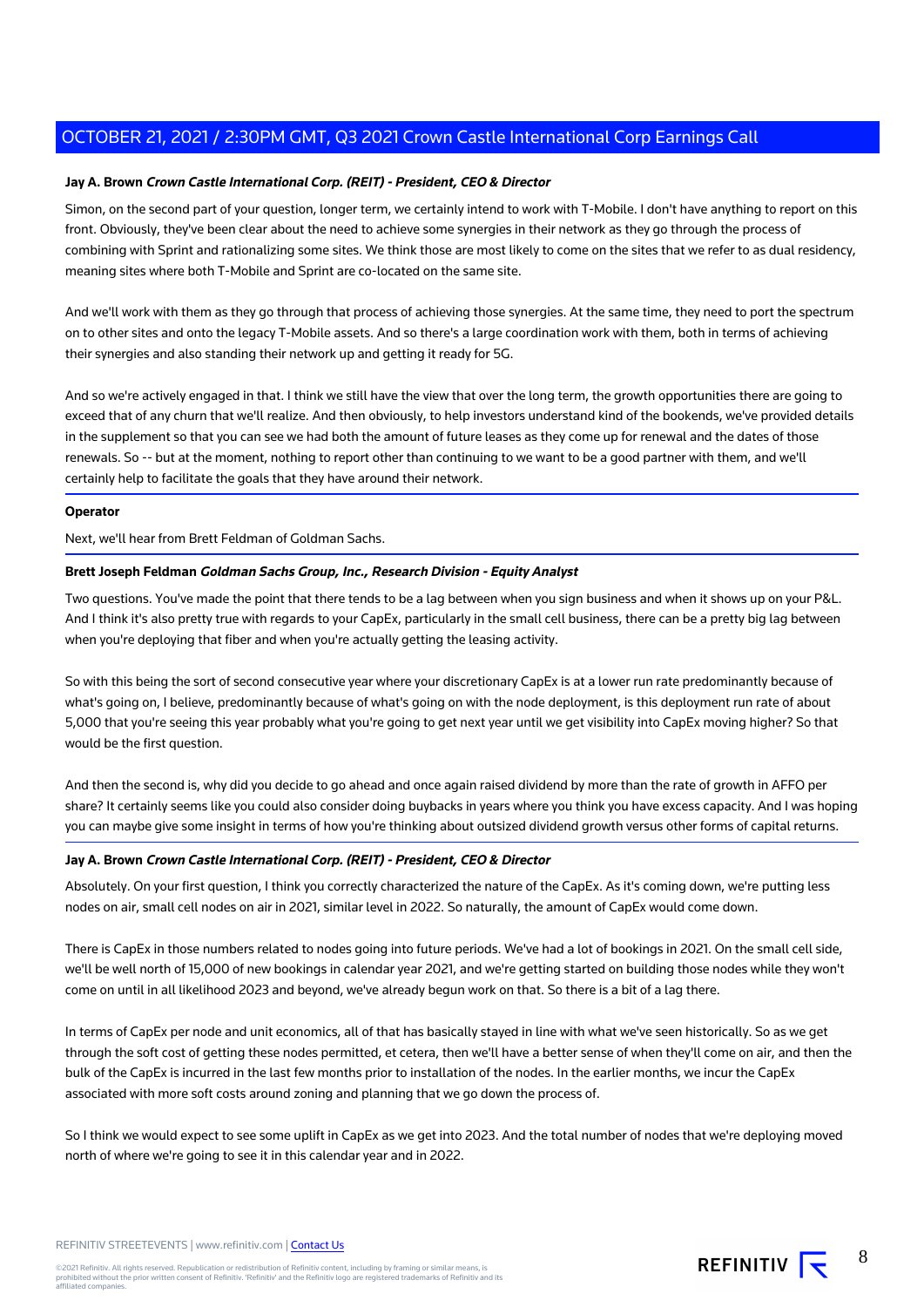**Jay A. Brown** ***Crown Castle International Corp. (REIT) - President, CEO & Director***

Simon, on the second part of your question, longer term, we certainly intend to work with T-Mobile. I don't have anything to report on this front. Obviously, they've been clear about the need to achieve some synergies in their network as they go through the process of combining with Sprint and rationalizing some sites. We think those are most likely to come on the sites that we refer to as dual residency, meaning sites where both T-Mobile and Sprint are co-located on the same site.

And we'll work with them as they go through that process of achieving those synergies. At the same time, they need to port the spectrum on to other sites and onto the legacy T-Mobile assets. And so there's a large coordination work with them, both in terms of achieving their synergies and also standing their network up and getting it ready for 5G.

And so we're actively engaged in that. I think we still have the view that over the long term, the growth opportunities there are going to exceed that of any churn that we'll realize. And then obviously, to help investors understand kind of the bookends, we've provided details in the supplement so that you can see we had both the amount of future leases as they come up for renewal and the dates of those renewals. So -- but at the moment, nothing to report other than continuing to we want to be a good partner with them, and we'll certainly help to facilitate the goals that they have around their network.

**Operator**

Next, we'll hear from Brett Feldman of Goldman Sachs.

**Brett Joseph Feldman** ***Goldman Sachs Group, Inc., Research Division - Equity Analyst***

Two questions. You've made the point that there tends to be a lag between when you sign business and when it shows up on your P&L. And I think it's also pretty true with regards to your CapEx, particularly in the small cell business, there can be a pretty big lag between when you're deploying that fiber and when you're actually getting the leasing activity.

So with this being the sort of second consecutive year where your discretionary CapEx is at a lower run rate predominantly because of what's going on, I believe, predominantly because of what's going on with the node deployment, is this deployment run rate of about 5,000 that you're seeing this year probably what you're going to get next year until we get visibility into CapEx moving higher? So that would be the first question.

And then the second is, why did you decide to go ahead and once again raised dividend by more than the rate of growth in AFFO per share? It certainly seems like you could also consider doing buybacks in years where you think you have excess capacity. And I was hoping you can maybe give some insight in terms of how you're thinking about outsized dividend growth versus other forms of capital returns.

**Jay A. Brown** ***Crown Castle International Corp. (REIT) - President, CEO & Director***

Absolutely. On your first question, I think you correctly characterized the nature of the CapEx. As it's coming down, we're putting less nodes on air, small cell nodes on air in 2021, similar level in 2022. So naturally, the amount of CapEx would come down.

There is CapEx in those numbers related to nodes going into future periods. We've had a lot of bookings in 2021. On the small cell side, we'll be well north of 15,000 of new bookings in calendar year 2021, and we're getting started on building those nodes while they won't come on until in all likelihood 2023 and beyond, we've already begun work on that. So there is a bit of a lag there.

In terms of CapEx per node and unit economics, all of that has basically stayed in line with what we've seen historically. So as we get through the soft cost of getting these nodes permitted, et cetera, then we'll have a better sense of when they'll come on air, and then the bulk of the CapEx is incurred in the last few months prior to installation of the nodes. In the earlier months, we incur the CapEx associated with more soft costs around zoning and planning that we go down the process of.

So I think we would expect to see some uplift in CapEx as we get into 2023. And the total number of nodes that we're deploying moved north of where we're going to see it in this calendar year and in 2022.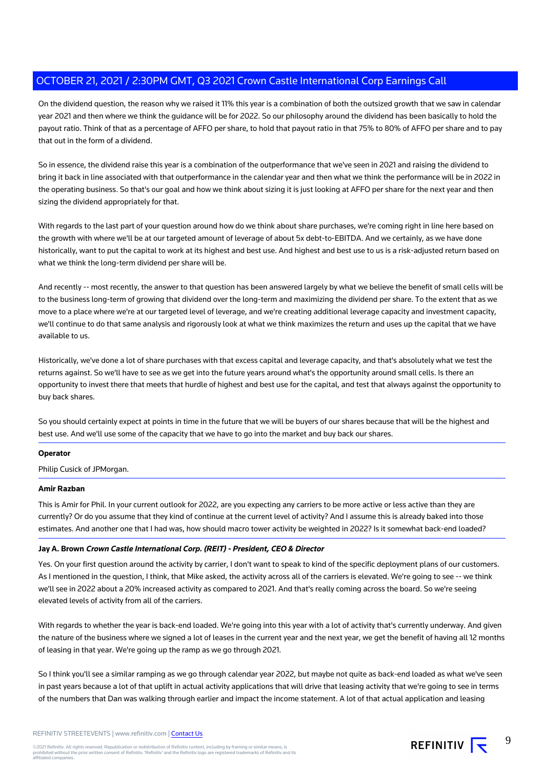On the dividend question, the reason why we raised it 11% this year is a combination of both the outsized growth that we saw in calendar year 2021 and then where we think the guidance will be for 2022. So our philosophy around the dividend has been basically to hold the payout ratio. Think of that as a percentage of AFFO per share, to hold that payout ratio in that 75% to 80% of AFFO per share and to pay that out in the form of a dividend.

So in essence, the dividend raise this year is a combination of the outperformance that we've seen in 2021 and raising the dividend to bring it back in line associated with that outperformance in the calendar year and then what we think the performance will be in 2022 in the operating business. So that's our goal and how we think about sizing it is just looking at AFFO per share for the next year and then sizing the dividend appropriately for that.

With regards to the last part of your question around how do we think about share purchases, we're coming right in line here based on the growth with where we'll be at our targeted amount of leverage of about 5x debt-to-EBITDA. And we certainly, as we have done historically, want to put the capital to work at its highest and best use. And highest and best use to us is a risk-adjusted return based on what we think the long-term dividend per share will be.

And recently -- most recently, the answer to that question has been answered largely by what we believe the benefit of small cells will be to the business long-term of growing that dividend over the long-term and maximizing the dividend per share. To the extent that as we move to a place where we're at our targeted level of leverage, and we're creating additional leverage capacity and investment capacity, we'll continue to do that same analysis and rigorously look at what we think maximizes the return and uses up the capital that we have available to us.

Historically, we've done a lot of share purchases with that excess capital and leverage capacity, and that's absolutely what we test the returns against. So we'll have to see as we get into the future years around what's the opportunity around small cells. Is there an opportunity to invest there that meets that hurdle of highest and best use for the capital, and test that always against the opportunity to buy back shares.

So you should certainly expect at points in time in the future that we will be buyers of our shares because that will be the highest and best use. And we'll use some of the capacity that we have to go into the market and buy back our shares.

**Operator**

Philip Cusick of JPMorgan.

**Amir Razban**

This is Amir for Phil. In your current outlook for 2022, are you expecting any carriers to be more active or less active than they are currently? Or do you assume that they kind of continue at the current level of activity? And I assume this is already baked into those estimates. And another one that I had was, how should macro tower activity be weighted in 2022? Is it somewhat back-end loaded?

**Jay A. Brown** ***Crown Castle International Corp. (REIT) - President, CEO & Director***

Yes. On your first question around the activity by carrier, I don't want to speak to kind of the specific deployment plans of our customers. As I mentioned in the question, I think, that Mike asked, the activity across all of the carriers is elevated. We're going to see -- we think we'll see in 2022 about a 20% increased activity as compared to 2021. And that's really coming across the board. So we're seeing elevated levels of activity from all of the carriers.

With regards to whether the year is back-end loaded. We're going into this year with a lot of activity that's currently underway. And given the nature of the business where we signed a lot of leases in the current year and the next year, we get the benefit of having all 12 months of leasing in that year. We're going up the ramp as we go through 2021.

So I think you'll see a similar ramping as we go through calendar year 2022, but maybe not quite as back-end loaded as what we've seen in past years because a lot of that uplift in actual activity applications that will drive that leasing activity that we're going to see in terms of the numbers that Dan was walking through earlier and impact the income statement. A lot of that actual application and leasing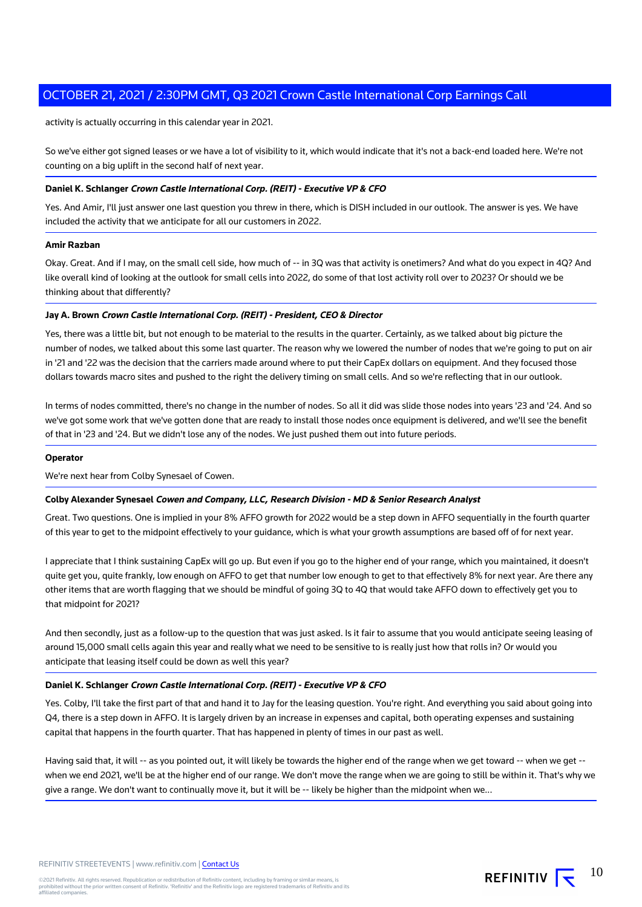activity is actually occurring in this calendar year in 2021.

So we've either got signed leases or we have a lot of visibility to it, which would indicate that it's not a back-end loaded here. We're not counting on a big uplift in the second half of next year.

**Daniel K. Schlanger** ***Crown Castle International Corp. (REIT) - Executive VP & CFO***

Yes. And Amir, I'll just answer one last question you threw in there, which is DISH included in our outlook. The answer is yes. We have included the activity that we anticipate for all our customers in 2022.

**Amir Razban**

Okay. Great. And if I may, on the small cell side, how much of -- in 3Q was that activity is onetimers? And what do you expect in 4Q? And like overall kind of looking at the outlook for small cells into 2022, do some of that lost activity roll over to 2023? Or should we be thinking about that differently?

**Jay A. Brown** ***Crown Castle International Corp. (REIT) - President, CEO & Director***

Yes, there was a little bit, but not enough to be material to the results in the quarter. Certainly, as we talked about big picture the number of nodes, we talked about this some last quarter. The reason why we lowered the number of nodes that we're going to put on air in '21 and '22 was the decision that the carriers made around where to put their CapEx dollars on equipment. And they focused those dollars towards macro sites and pushed to the right the delivery timing on small cells. And so we're reflecting that in our outlook.

In terms of nodes committed, there's no change in the number of nodes. So all it did was slide those nodes into years '23 and '24. And so we've got some work that we've gotten done that are ready to install those nodes once equipment is delivered, and we'll see the benefit of that in '23 and '24. But we didn't lose any of the nodes. We just pushed them out into future periods.

**Operator**

We're next hear from Colby Synesael of Cowen.

**Colby Alexander Synesael** ***Cowen and Company, LLC, Research Division - MD & Senior Research Analyst***

Great. Two questions. One is implied in your 8% AFFO growth for 2022 would be a step down in AFFO sequentially in the fourth quarter of this year to get to the midpoint effectively to your guidance, which is what your growth assumptions are based off of for next year.

I appreciate that I think sustaining CapEx will go up. But even if you go to the higher end of your range, which you maintained, it doesn't quite get you, quite frankly, low enough on AFFO to get that number low enough to get to that effectively 8% for next year. Are there any other items that are worth flagging that we should be mindful of going 3Q to 4Q that would take AFFO down to effectively get you to that midpoint for 2021?

And then secondly, just as a follow-up to the question that was just asked. Is it fair to assume that you would anticipate seeing leasing of around 15,000 small cells again this year and really what we need to be sensitive to is really just how that rolls in? Or would you anticipate that leasing itself could be down as well this year?

**Daniel K. Schlanger** ***Crown Castle International Corp. (REIT) - Executive VP & CFO***

Yes. Colby, I'll take the first part of that and hand it to Jay for the leasing question. You're right. And everything you said about going into Q4, there is a step down in AFFO. It is largely driven by an increase in expenses and capital, both operating expenses and sustaining capital that happens in the fourth quarter. That has happened in plenty of times in our past as well.

Having said that, it will -- as you pointed out, it will likely be towards the higher end of the range when we get toward -- when we get -- when we end 2021, we'll be at the higher end of our range. We don't move the range when we are going to still be within it. That's why we give a range. We don't want to continually move it, but it will be -- likely be higher than the midpoint when we...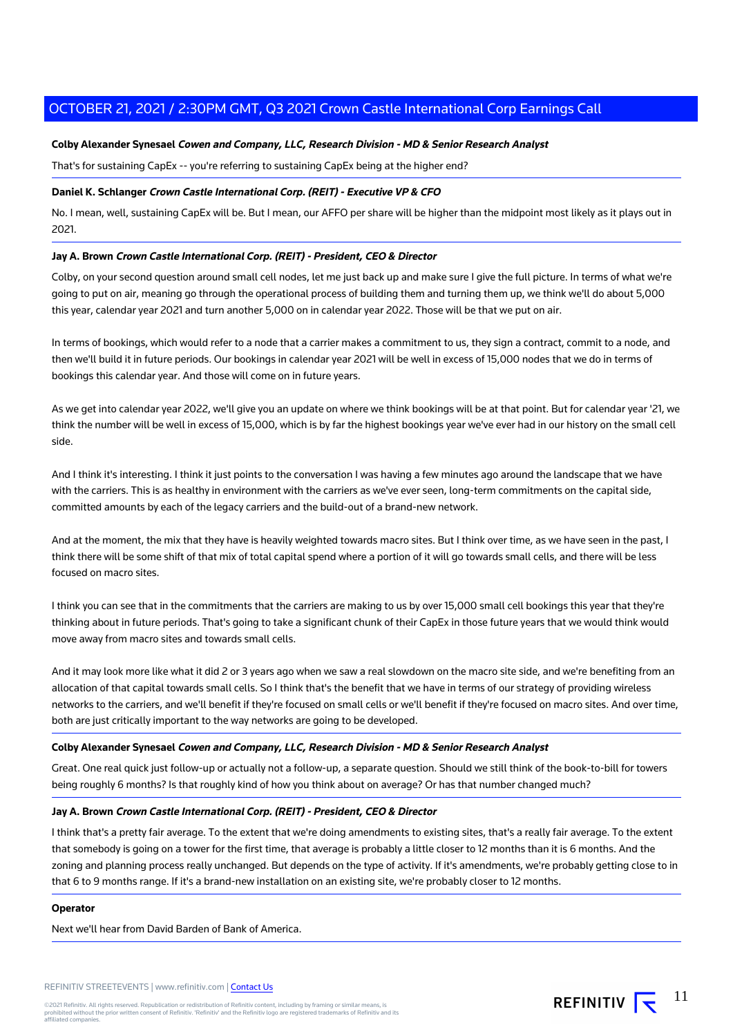**Colby Alexander Synesael** ***Cowen and Company, LLC, Research Division - MD & Senior Research Analyst***

That's for sustaining CapEx -- you're referring to sustaining CapEx being at the higher end?

**Daniel K. Schlanger** ***Crown Castle International Corp. (REIT) - Executive VP & CFO***

No. I mean, well, sustaining CapEx will be. But I mean, our AFFO per share will be higher than the midpoint most likely as it plays out in 2021.

**Jay A. Brown** ***Crown Castle International Corp. (REIT) - President, CEO & Director***

Colby, on your second question around small cell nodes, let me just back up and make sure I give the full picture. In terms of what we're going to put on air, meaning go through the operational process of building them and turning them up, we think we'll do about 5,000 this year, calendar year 2021 and turn another 5,000 on in calendar year 2022. Those will be that we put on air.

In terms of bookings, which would refer to a node that a carrier makes a commitment to us, they sign a contract, commit to a node, and then we'll build it in future periods. Our bookings in calendar year 2021 will be well in excess of 15,000 nodes that we do in terms of bookings this calendar year. And those will come on in future years.

As we get into calendar year 2022, we'll give you an update on where we think bookings will be at that point. But for calendar year '21, we think the number will be well in excess of 15,000, which is by far the highest bookings year we've ever had in our history on the small cell side.

And I think it's interesting. I think it just points to the conversation I was having a few minutes ago around the landscape that we have with the carriers. This is as healthy in environment with the carriers as we've ever seen, long-term commitments on the capital side, committed amounts by each of the legacy carriers and the build-out of a brand-new network.

And at the moment, the mix that they have is heavily weighted towards macro sites. But I think over time, as we have seen in the past, I think there will be some shift of that mix of total capital spend where a portion of it will go towards small cells, and there will be less focused on macro sites.

I think you can see that in the commitments that the carriers are making to us by over 15,000 small cell bookings this year that they're thinking about in future periods. That's going to take a significant chunk of their CapEx in those future years that we would think would move away from macro sites and towards small cells.

And it may look more like what it did 2 or 3 years ago when we saw a real slowdown on the macro site side, and we're benefiting from an allocation of that capital towards small cells. So I think that's the benefit that we have in terms of our strategy of providing wireless networks to the carriers, and we'll benefit if they're focused on small cells or we'll benefit if they're focused on macro sites. And over time, both are just critically important to the way networks are going to be developed.

**Colby Alexander Synesael** ***Cowen and Company, LLC, Research Division - MD & Senior Research Analyst***

Great. One real quick just follow-up or actually not a follow-up, a separate question. Should we still think of the book-to-bill for towers being roughly 6 months? Is that roughly kind of how you think about on average? Or has that number changed much?

**Jay A. Brown** ***Crown Castle International Corp. (REIT) - President, CEO & Director***

I think that's a pretty fair average. To the extent that we're doing amendments to existing sites, that's a really fair average. To the extent that somebody is going on a tower for the first time, that average is probably a little closer to 12 months than it is 6 months. And the zoning and planning process really unchanged. But depends on the type of activity. If it's amendments, we're probably getting close to in that 6 to 9 months range. If it's a brand-new installation on an existing site, we're probably closer to 12 months.

**Operator**

Next we'll hear from David Barden of Bank of America.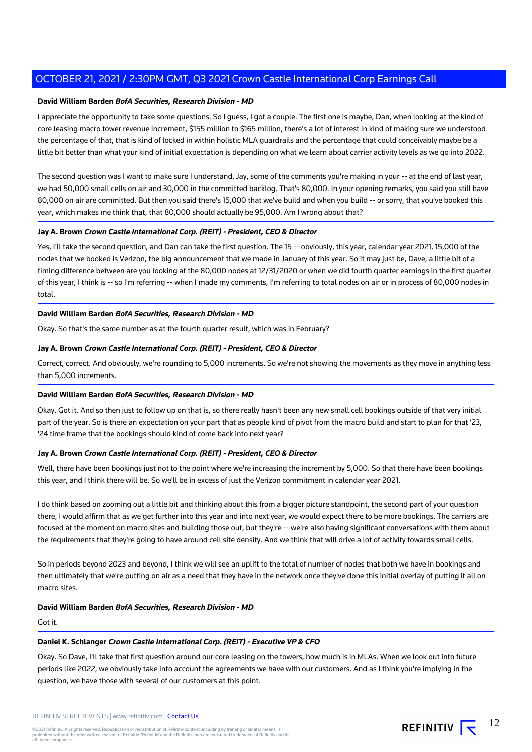**David William Barden** ***BofA Securities, Research Division - MD***

I appreciate the opportunity to take some questions. So I guess, I got a couple. The first one is maybe, Dan, when looking at the kind of core leasing macro tower revenue increment, $155 million to $165 million, there's a lot of interest in kind of making sure we understood the percentage of that, that is kind of locked in within holistic MLA guardrails and the percentage that could conceivably maybe be a little bit better than what your kind of initial expectation is depending on what we learn about carrier activity levels as we go into 2022.

The second question was I want to make sure I understand, Jay, some of the comments you're making in your -- at the end of last year, we had 50,000 small cells on air and 30,000 in the committed backlog. That's 80,000. In your opening remarks, you said you still have 80,000 on air are committed. But then you said there's 15,000 that we've build and when you build -- or sorry, that you've booked this year, which makes me think that, that 80,000 should actually be 95,000. Am I wrong about that?

**Jay A. Brown** ***Crown Castle International Corp. (REIT) - President, CEO & Director***

Yes, I'll take the second question, and Dan can take the first question. The 15 -- obviously, this year, calendar year 2021, 15,000 of the nodes that we booked is Verizon, the big announcement that we made in January of this year. So it may just be, Dave, a little bit of a timing difference between are you looking at the 80,000 nodes at 12/31/2020 or when we did fourth quarter earnings in the first quarter of this year, I think is -- so I'm referring -- when I made my comments, I'm referring to total nodes on air or in process of 80,000 nodes in total.

**David William Barden** ***BofA Securities, Research Division - MD***

Okay. So that's the same number as at the fourth quarter result, which was in February?

**Jay A. Brown** ***Crown Castle International Corp. (REIT) - President, CEO & Director***

Correct, correct. And obviously, we're rounding to 5,000 increments. So we're not showing the movements as they move in anything less than 5,000 increments.

**David William Barden** ***BofA Securities, Research Division - MD***

Okay. Got it. And so then just to follow up on that is, so there really hasn't been any new small cell bookings outside of that very initial part of the year. So is there an expectation on your part that as people kind of pivot from the macro build and start to plan for that '23, '24 time frame that the bookings should kind of come back into next year?

**Jay A. Brown** ***Crown Castle International Corp. (REIT) - President, CEO & Director***

Well, there have been bookings just not to the point where we're increasing the increment by 5,000. So that there have been bookings this year, and I think there will be. So we'll be in excess of just the Verizon commitment in calendar year 2021.

I do think based on zooming out a little bit and thinking about this from a bigger picture standpoint, the second part of your question there, I would affirm that as we get further into this year and into next year, we would expect there to be more bookings. The carriers are focused at the moment on macro sites and building those out, but they're -- we're also having significant conversations with them about the requirements that they're going to have around cell site density. And we think that will drive a lot of activity towards small cells.

So in periods beyond 2023 and beyond, I think we will see an uplift to the total of number of nodes that both we have in bookings and then ultimately that we're putting on air as a need that they have in the network once they've done this initial overlay of putting it all on macro sites.

**David William Barden** ***BofA Securities, Research Division - MD***

Got it.

**Daniel K. Schlanger** ***Crown Castle International Corp. (REIT) - Executive VP & CFO***

Okay. So Dave, I'll take that first question around our core leasing on the towers, how much is in MLAs. When we look out into future periods like 2022, we obviously take into account the agreements we have with our customers. And as I think you're implying in the question, we have those with several of our customers at this point.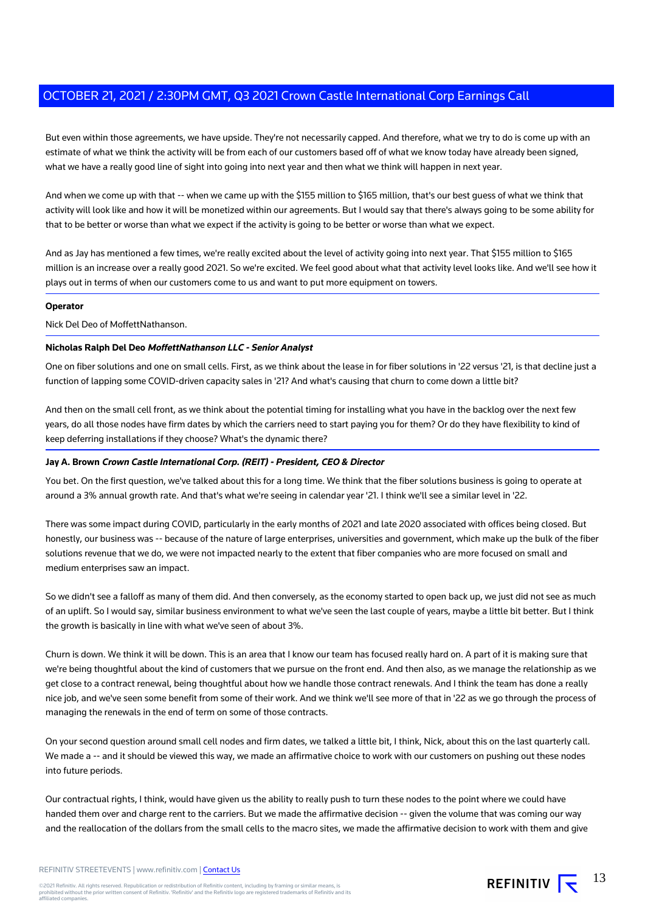But even within those agreements, we have upside. They're not necessarily capped. And therefore, what we try to do is come up with an estimate of what we think the activity will be from each of our customers based off of what we know today have already been signed, what we have a really good line of sight into going into next year and then what we think will happen in next year.

And when we come up with that -- when we came up with the $155 million to $165 million, that's our best guess of what we think that activity will look like and how it will be monetized within our agreements. But I would say that there's always going to be some ability for that to be better or worse than what we expect if the activity is going to be better or worse than what we expect.

And as Jay has mentioned a few times, we're really excited about the level of activity going into next year. That $155 million to $165 million is an increase over a really good 2021. So we're excited. We feel good about what that activity level looks like. And we'll see how it plays out in terms of when our customers come to us and want to put more equipment on towers.

**Operator**

Nick Del Deo of MoffettNathanson.

**Nicholas Ralph Del Deo** ***MoffettNathanson LLC - Senior Analyst***

One on fiber solutions and one on small cells. First, as we think about the lease in for fiber solutions in '22 versus '21, is that decline just a function of lapping some COVID-driven capacity sales in '21? And what's causing that churn to come down a little bit?

And then on the small cell front, as we think about the potential timing for installing what you have in the backlog over the next few years, do all those nodes have firm dates by which the carriers need to start paying you for them? Or do they have flexibility to kind of keep deferring installations if they choose? What's the dynamic there?

**Jay A. Brown** ***Crown Castle International Corp. (REIT) - President, CEO & Director***

You bet. On the first question, we've talked about this for a long time. We think that the fiber solutions business is going to operate at around a 3% annual growth rate. And that's what we're seeing in calendar year '21. I think we'll see a similar level in '22.

There was some impact during COVID, particularly in the early months of 2021 and late 2020 associated with offices being closed. But honestly, our business was -- because of the nature of large enterprises, universities and government, which make up the bulk of the fiber solutions revenue that we do, we were not impacted nearly to the extent that fiber companies who are more focused on small and medium enterprises saw an impact.

So we didn't see a falloff as many of them did. And then conversely, as the economy started to open back up, we just did not see as much of an uplift. So I would say, similar business environment to what we've seen the last couple of years, maybe a little bit better. But I think the growth is basically in line with what we've seen of about 3%.

Churn is down. We think it will be down. This is an area that I know our team has focused really hard on. A part of it is making sure that we're being thoughtful about the kind of customers that we pursue on the front end. And then also, as we manage the relationship as we get close to a contract renewal, being thoughtful about how we handle those contract renewals. And I think the team has done a really nice job, and we've seen some benefit from some of their work. And we think we'll see more of that in '22 as we go through the process of managing the renewals in the end of term on some of those contracts.

On your second question around small cell nodes and firm dates, we talked a little bit, I think, Nick, about this on the last quarterly call. We made a -- and it should be viewed this way, we made an affirmative choice to work with our customers on pushing out these nodes into future periods.

Our contractual rights, I think, would have given us the ability to really push to turn these nodes to the point where we could have handed them over and charge rent to the carriers. But we made the affirmative decision -- given the volume that was coming our way and the reallocation of the dollars from the small cells to the macro sites, we made the affirmative decision to work with them and give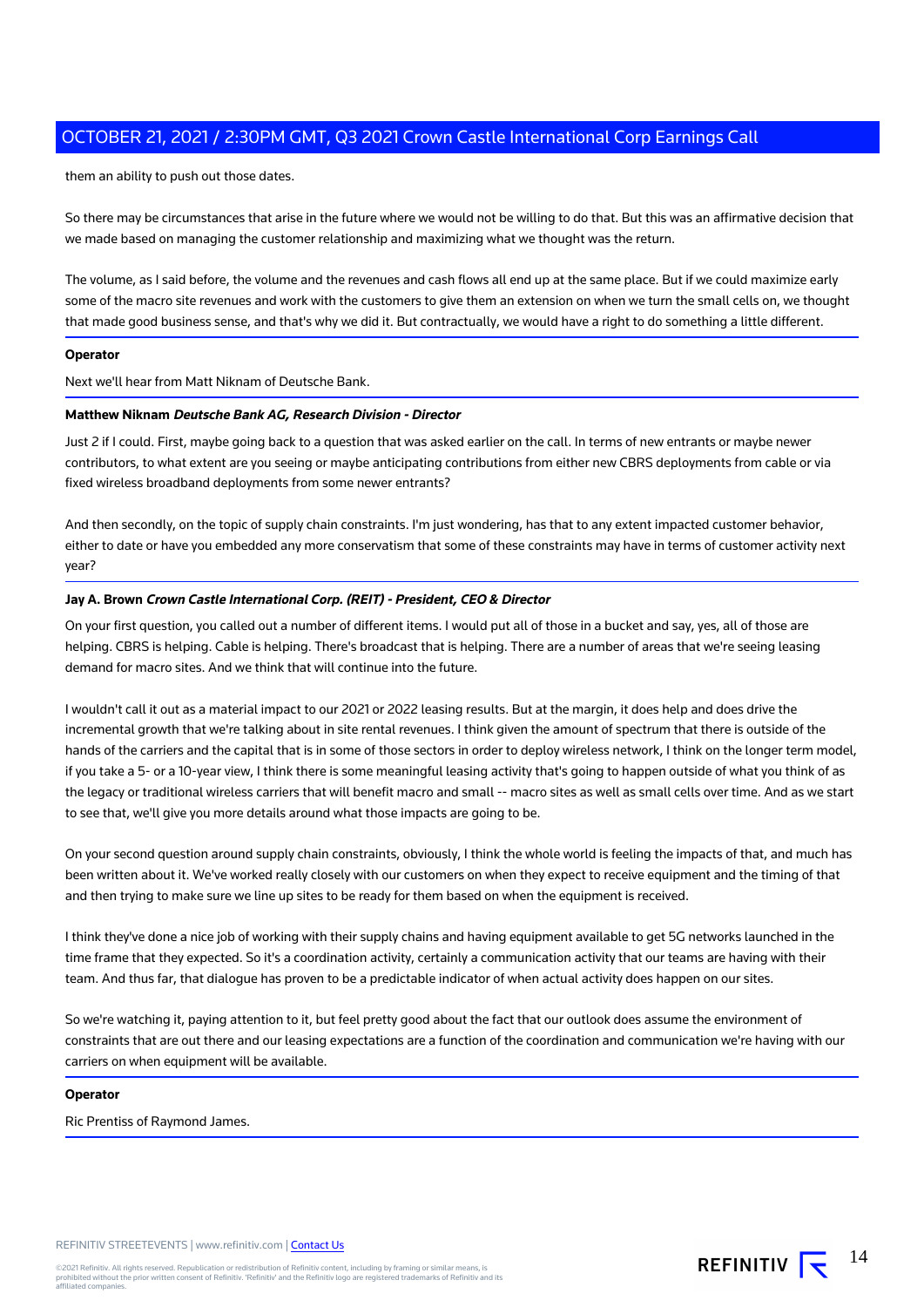them an ability to push out those dates.

So there may be circumstances that arise in the future where we would not be willing to do that. But this was an affirmative decision that we made based on managing the customer relationship and maximizing what we thought was the return.

The volume, as I said before, the volume and the revenues and cash flows all end up at the same place. But if we could maximize early some of the macro site revenues and work with the customers to give them an extension on when we turn the small cells on, we thought that made good business sense, and that's why we did it. But contractually, we would have a right to do something a little different.

**Operator**

Next we'll hear from Matt Niknam of Deutsche Bank.

**Matthew Niknam** ***Deutsche Bank AG, Research Division - Director***

Just 2 if I could. First, maybe going back to a question that was asked earlier on the call. In terms of new entrants or maybe newer contributors, to what extent are you seeing or maybe anticipating contributions from either new CBRS deployments from cable or via fixed wireless broadband deployments from some newer entrants?

And then secondly, on the topic of supply chain constraints. I'm just wondering, has that to any extent impacted customer behavior, either to date or have you embedded any more conservatism that some of these constraints may have in terms of customer activity next year?

**Jay A. Brown** ***Crown Castle International Corp. (REIT) - President, CEO & Director***

On your first question, you called out a number of different items. I would put all of those in a bucket and say, yes, all of those are helping. CBRS is helping. Cable is helping. There's broadcast that is helping. There are a number of areas that we're seeing leasing demand for macro sites. And we think that will continue into the future.

I wouldn't call it out as a material impact to our 2021 or 2022 leasing results. But at the margin, it does help and does drive the incremental growth that we're talking about in site rental revenues. I think given the amount of spectrum that there is outside of the hands of the carriers and the capital that is in some of those sectors in order to deploy wireless network, I think on the longer term model, if you take a 5- or a 10-year view, I think there is some meaningful leasing activity that's going to happen outside of what you think of as the legacy or traditional wireless carriers that will benefit macro and small -- macro sites as well as small cells over time. And as we start to see that, we'll give you more details around what those impacts are going to be.

On your second question around supply chain constraints, obviously, I think the whole world is feeling the impacts of that, and much has been written about it. We've worked really closely with our customers on when they expect to receive equipment and the timing of that and then trying to make sure we line up sites to be ready for them based on when the equipment is received.

I think they've done a nice job of working with their supply chains and having equipment available to get 5G networks launched in the time frame that they expected. So it's a coordination activity, certainly a communication activity that our teams are having with their team. And thus far, that dialogue has proven to be a predictable indicator of when actual activity does happen on our sites.

So we're watching it, paying attention to it, but feel pretty good about the fact that our outlook does assume the environment of constraints that are out there and our leasing expectations are a function of the coordination and communication we're having with our carriers on when equipment will be available.

**Operator**

Ric Prentiss of Raymond James.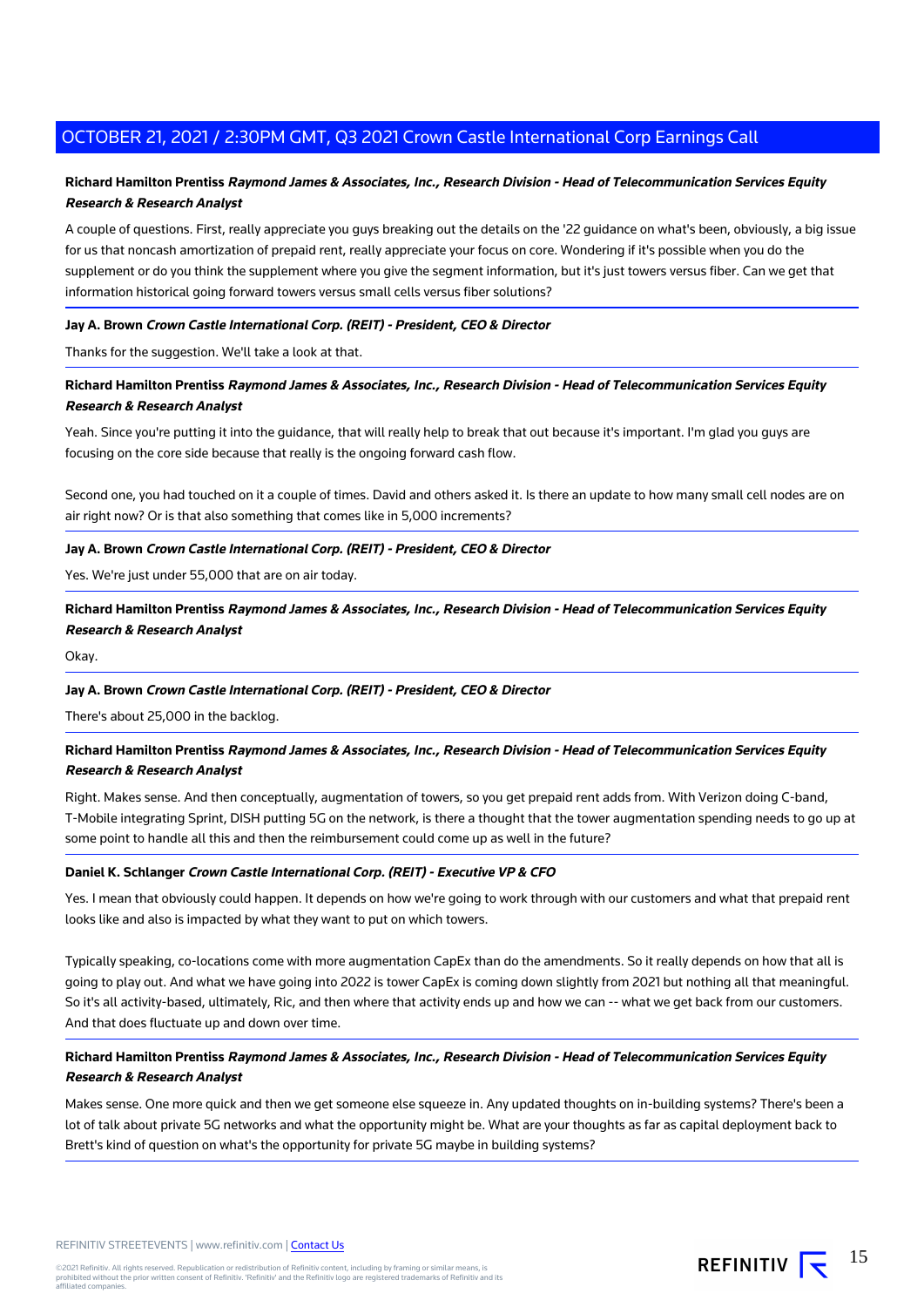**Richard Hamilton Prentiss** ***Raymond James & Associates, Inc., Research Division - Head of Telecommunication Services Equity Research & Research Analyst***

A couple of questions. First, really appreciate you guys breaking out the details on the '22 guidance on what's been, obviously, a big issue for us that noncash amortization of prepaid rent, really appreciate your focus on core. Wondering if it's possible when you do the supplement or do you think the supplement where you give the segment information, but it's just towers versus fiber. Can we get that information historical going forward towers versus small cells versus fiber solutions?

---

**Jay A. Brown** ***Crown Castle International Corp. (REIT) - President, CEO & Director***

Thanks for the suggestion. We'll take a look at that.

---

**Richard Hamilton Prentiss** ***Raymond James & Associates, Inc., Research Division - Head of Telecommunication Services Equity Research & Research Analyst***

Yeah. Since you're putting it into the guidance, that will really help to break that out because it's important. I'm glad you guys are focusing on the core side because that really is the ongoing forward cash flow.

Second one, you had touched on it a couple of times. David and others asked it. Is there an update to how many small cell nodes are on air right now? Or is that also something that comes like in 5,000 increments?

---

**Jay A. Brown** ***Crown Castle International Corp. (REIT) - President, CEO & Director***

Yes. We're just under 55,000 that are on air today.

---

**Richard Hamilton Prentiss** ***Raymond James & Associates, Inc., Research Division - Head of Telecommunication Services Equity Research & Research Analyst***

Okay.

---

**Jay A. Brown** ***Crown Castle International Corp. (REIT) - President, CEO & Director***

There's about 25,000 in the backlog.

---

**Richard Hamilton Prentiss** ***Raymond James & Associates, Inc., Research Division - Head of Telecommunication Services Equity Research & Research Analyst***

Right. Makes sense. And then conceptually, augmentation of towers, so you get prepaid rent adds from. With Verizon doing C-band, T-Mobile integrating Sprint, DISH putting 5G on the network, is there a thought that the tower augmentation spending needs to go up at some point to handle all this and then the reimbursement could come up as well in the future?

---

**Daniel K. Schlanger** ***Crown Castle International Corp. (REIT) - Executive VP & CFO***

Yes. I mean that obviously could happen. It depends on how we're going to work through with our customers and what that prepaid rent looks like and also is impacted by what they want to put on which towers.

Typically speaking, co-locations come with more augmentation CapEx than do the amendments. So it really depends on how that all is going to play out. And what we have going into 2022 is tower CapEx is coming down slightly from 2021 but nothing all that meaningful. So it's all activity-based, ultimately, Ric, and then where that activity ends up and how we can -- what we get back from our customers. And that does fluctuate up and down over time.

---

**Richard Hamilton Prentiss** ***Raymond James & Associates, Inc., Research Division - Head of Telecommunication Services Equity Research & Research Analyst***

Makes sense. One more quick and then we get someone else squeeze in. Any updated thoughts on in-building systems? There's been a lot of talk about private 5G networks and what the opportunity might be. What are your thoughts as far as capital deployment back to Brett's kind of question on what's the opportunity for private 5G maybe in building systems?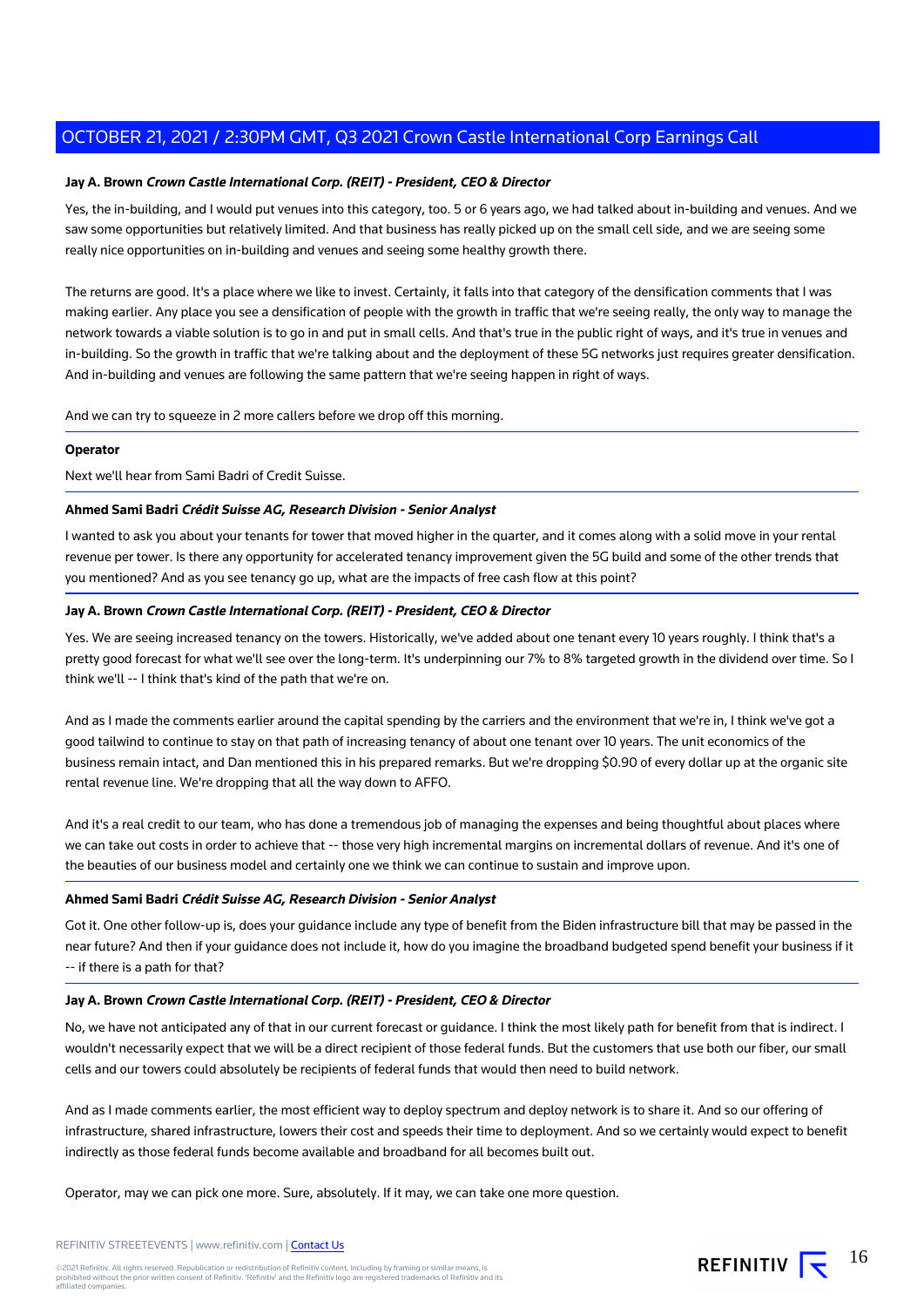**Jay A. Brown** ***Crown Castle International Corp. (REIT) - President, CEO & Director***

Yes, the in-building, and I would put venues into this category, too. 5 or 6 years ago, we had talked about in-building and venues. And we saw some opportunities but relatively limited. And that business has really picked up on the small cell side, and we are seeing some really nice opportunities on in-building and venues and seeing some healthy growth there.

The returns are good. It's a place where we like to invest. Certainly, it falls into that category of the densification comments that I was making earlier. Any place you see a densification of people with the growth in traffic that we're seeing really, the only way to manage the network towards a viable solution is to go in and put in small cells. And that's true in the public right of ways, and it's true in venues and in-building. So the growth in traffic that we're talking about and the deployment of these 5G networks just requires greater densification. And in-building and venues are following the same pattern that we're seeing happen in right of ways.

And we can try to squeeze in 2 more callers before we drop off this morning.

**Operator**

Next we'll hear from Sami Badri of Credit Suisse.

**Ahmed Sami Badri** ***Crédit Suisse AG, Research Division - Senior Analyst***

I wanted to ask you about your tenants for tower that moved higher in the quarter, and it comes along with a solid move in your rental revenue per tower. Is there any opportunity for accelerated tenancy improvement given the 5G build and some of the other trends that you mentioned? And as you see tenancy go up, what are the impacts of free cash flow at this point?

**Jay A. Brown** ***Crown Castle International Corp. (REIT) - President, CEO & Director***

Yes. We are seeing increased tenancy on the towers. Historically, we've added about one tenant every 10 years roughly. I think that's a pretty good forecast for what we'll see over the long-term. It's underpinning our 7% to 8% targeted growth in the dividend over time. So I think we'll -- I think that's kind of the path that we're on.

And as I made the comments earlier around the capital spending by the carriers and the environment that we're in, I think we've got a good tailwind to continue to stay on that path of increasing tenancy of about one tenant over 10 years. The unit economics of the business remain intact, and Dan mentioned this in his prepared remarks. But we're dropping $0.90 of every dollar up at the organic site rental revenue line. We're dropping that all the way down to AFFO.

And it's a real credit to our team, who has done a tremendous job of managing the expenses and being thoughtful about places where we can take out costs in order to achieve that -- those very high incremental margins on incremental dollars of revenue. And it's one of the beauties of our business model and certainly one we think we can continue to sustain and improve upon.

**Ahmed Sami Badri** ***Crédit Suisse AG, Research Division - Senior Analyst***

Got it. One other follow-up is, does your guidance include any type of benefit from the Biden infrastructure bill that may be passed in the near future? And then if your guidance does not include it, how do you imagine the broadband budgeted spend benefit your business if it -- if there is a path for that?

**Jay A. Brown** ***Crown Castle International Corp. (REIT) - President, CEO & Director***

No, we have not anticipated any of that in our current forecast or guidance. I think the most likely path for benefit from that is indirect. I wouldn't necessarily expect that we will be a direct recipient of those federal funds. But the customers that use both our fiber, our small cells and our towers could absolutely be recipients of federal funds that would then need to build network.

And as I made comments earlier, the most efficient way to deploy spectrum and deploy network is to share it. And so our offering of infrastructure, shared infrastructure, lowers their cost and speeds their time to deployment. And so we certainly would expect to benefit indirectly as those federal funds become available and broadband for all becomes built out.

Operator, may we can pick one more. Sure, absolutely. If it may, we can take one more question.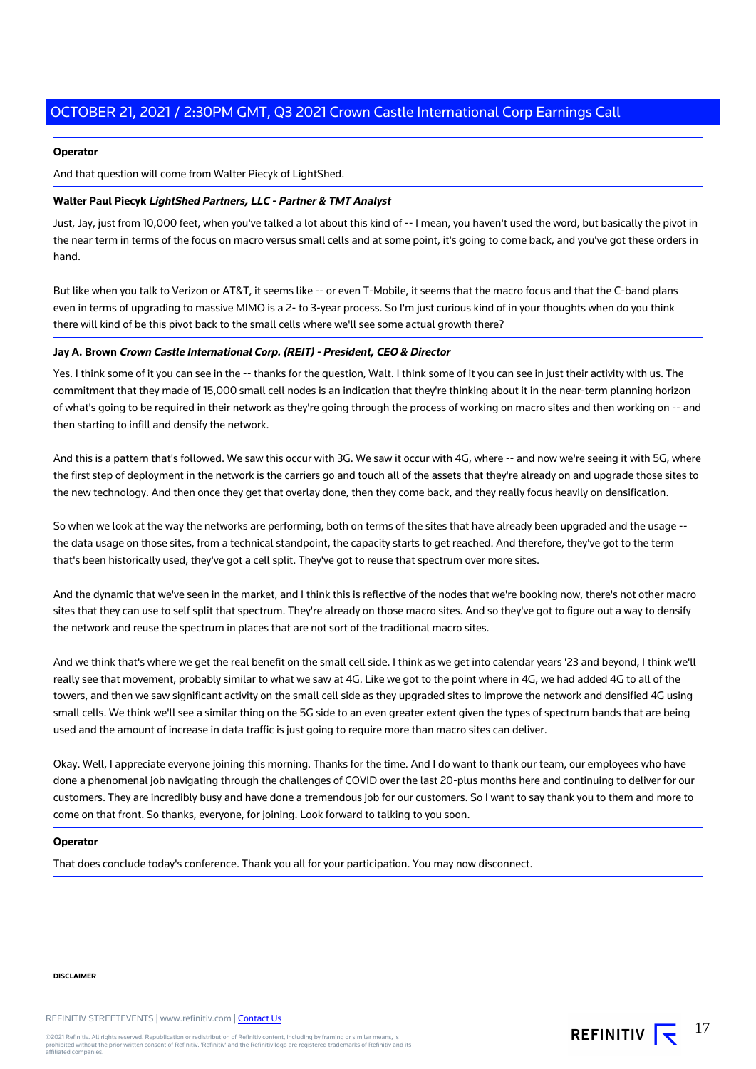**Operator**

And that question will come from Walter Piecyk of LightShed.

**Walter Paul Piecyk** ***LightShed Partners, LLC - Partner & TMT Analyst***

Just, Jay, just from 10,000 feet, when you've talked a lot about this kind of -- I mean, you haven't used the word, but basically the pivot in the near term in terms of the focus on macro versus small cells and at some point, it's going to come back, and you've got these orders in hand.

But like when you talk to Verizon or AT&T, it seems like -- or even T-Mobile, it seems that the macro focus and that the C-band plans even in terms of upgrading to massive MIMO is a 2- to 3-year process. So I'm just curious kind of in your thoughts when do you think there will kind of be this pivot back to the small cells where we'll see some actual growth there?

**Jay A. Brown** ***Crown Castle International Corp. (REIT) - President, CEO & Director***

Yes. I think some of it you can see in the -- thanks for the question, Walt. I think some of it you can see in just their activity with us. The commitment that they made of 15,000 small cell nodes is an indication that they're thinking about it in the near-term planning horizon of what's going to be required in their network as they're going through the process of working on macro sites and then working on -- and then starting to infill and densify the network.

And this is a pattern that's followed. We saw this occur with 3G. We saw it occur with 4G, where -- and now we're seeing it with 5G, where the first step of deployment in the network is the carriers go and touch all of the assets that they're already on and upgrade those sites to the new technology. And then once they get that overlay done, then they come back, and they really focus heavily on densification.

So when we look at the way the networks are performing, both on terms of the sites that have already been upgraded and the usage -- the data usage on those sites, from a technical standpoint, the capacity starts to get reached. And therefore, they've got to the term that's been historically used, they've got a cell split. They've got to reuse that spectrum over more sites.

And the dynamic that we've seen in the market, and I think this is reflective of the nodes that we're booking now, there's not other macro sites that they can use to self split that spectrum. They're already on those macro sites. And so they've got to figure out a way to densify the network and reuse the spectrum in places that are not sort of the traditional macro sites.

And we think that's where we get the real benefit on the small cell side. I think as we get into calendar years '23 and beyond, I think we'll really see that movement, probably similar to what we saw at 4G. Like we got to the point where in 4G, we had added 4G to all of the towers, and then we saw significant activity on the small cell side as they upgraded sites to improve the network and densified 4G using small cells. We think we'll see a similar thing on the 5G side to an even greater extent given the types of spectrum bands that are being used and the amount of increase in data traffic is just going to require more than macro sites can deliver.

Okay. Well, I appreciate everyone joining this morning. Thanks for the time. And I do want to thank our team, our employees who have done a phenomenal job navigating through the challenges of COVID over the last 20-plus months here and continuing to deliver for our customers. They are incredibly busy and have done a tremendous job for our customers. So I want to say thank you to them and more to come on that front. So thanks, everyone, for joining. Look forward to talking to you soon.

**Operator**

That does conclude today's conference. Thank you all for your participation. You may now disconnect.

**DISCLAIMER**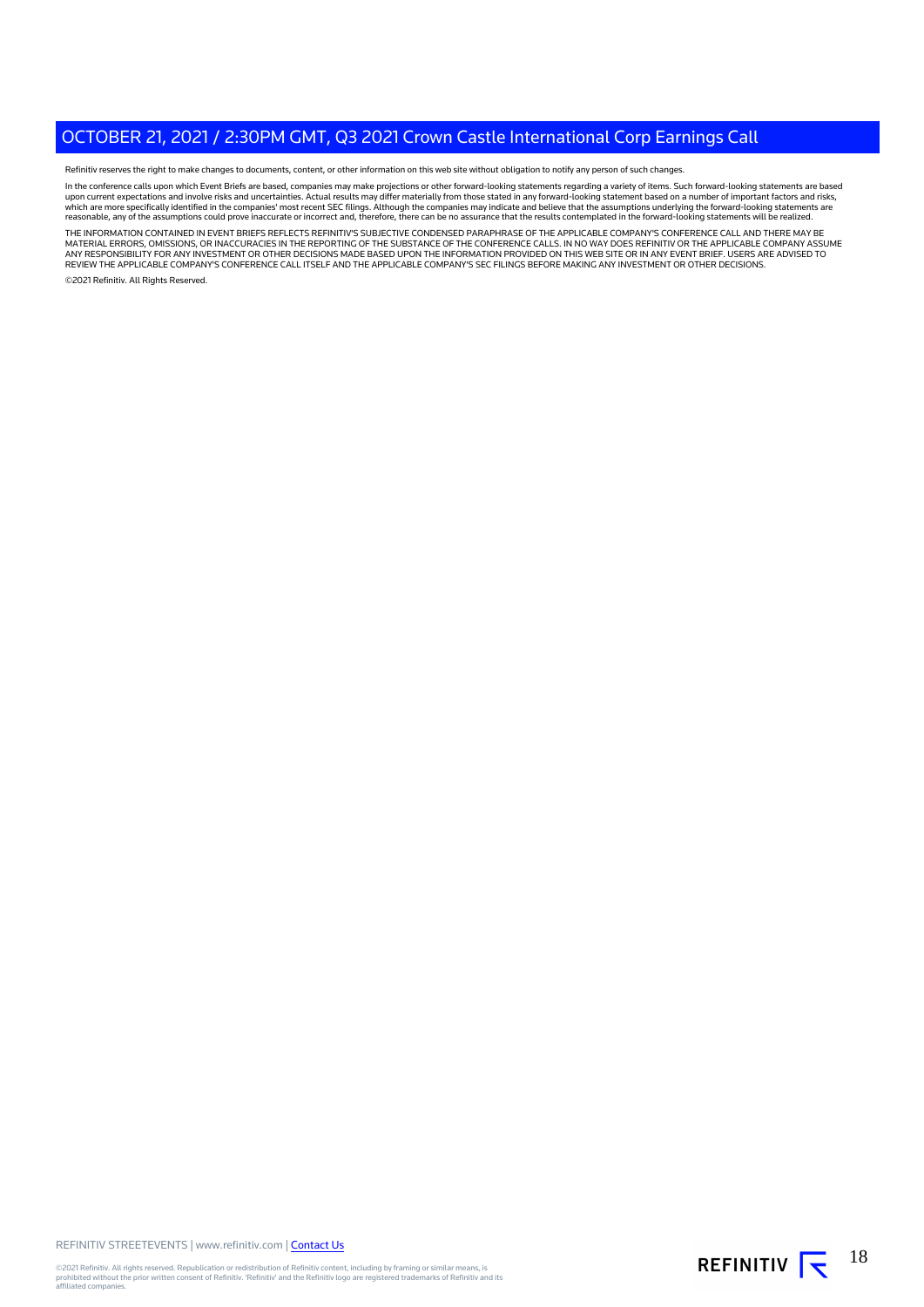Refinitiv reserves the right to make changes to documents, content, or other information on this web site without obligation to notify any person of such changes.

In the conference calls upon which Event Briefs are based, companies may make projections or other forward-looking statements regarding a variety of items. Such forward-looking statements are based upon current expectations and involve risks and uncertainties. Actual results may differ materially from those stated in any forward-looking statement based on a number of important factors and risks, which are more specifically identified in the companies' most recent SEC filings. Although the companies may indicate and believe that the assumptions underlying the forward-looking statements are reasonable, any of the assumptions could prove inaccurate or incorrect and, therefore, there can be no assurance that the results contemplated in the forward-looking statements will be realized.

THE INFORMATION CONTAINED IN EVENT BRIEFS REFLECTS REFINITIV'S SUBJECTIVE CONDENSED PARAPHRASE OF THE APPLICABLE COMPANY'S CONFERENCE CALL AND THERE MAY BE MATERIAL ERRORS, OMISSIONS, OR INACCURACIES IN THE REPORTING OF THE SUBSTANCE OF THE CONFERENCE CALLS. IN NO WAY DOES REFINITIV OR THE APPLICABLE COMPANY ASSUME ANY RESPONSIBILITY FOR ANY INVESTMENT OR OTHER DECISIONS MADE BASED UPON THE INFORMATION PROVIDED ON THIS WEB SITE OR IN ANY EVENT BRIEF. USERS ARE ADVISED TO REVIEW THE APPLICABLE COMPANY'S CONFERENCE CALL ITSELF AND THE APPLICABLE COMPANY'S SEC FILINGS BEFORE MAKING ANY INVESTMENT OR OTHER DECISIONS.

©2021 Refinitiv. All Rights Reserved.